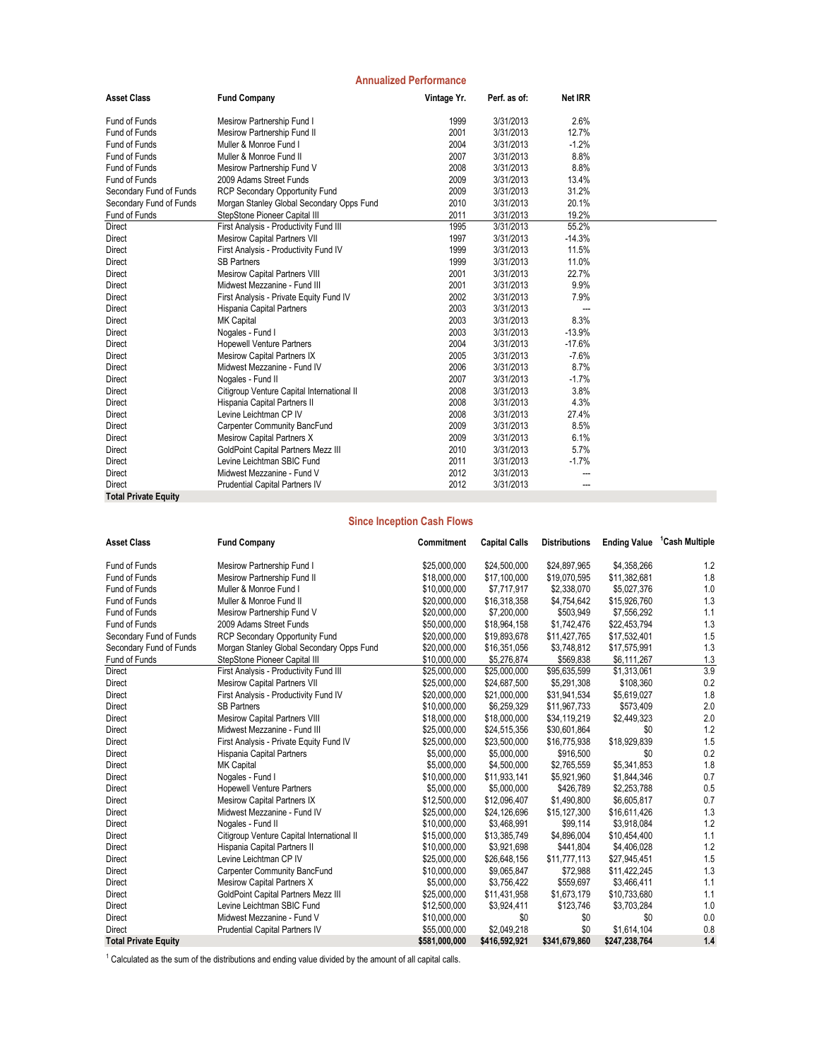## Annualized Performance

| Asset Class | Fund Company | Vintage Yr. | Perf. as of: | Net IRR |
|---|---|---|---|---|
| Fund of Funds | Mesirow Partnership Fund I | 1999 | 3/31/2013 | 2.6% |
| Fund of Funds | Mesirow Partnership Fund II | 2001 | 3/31/2013 | 12.7% |
| Fund of Funds | Muller & Monroe Fund I | 2004 | 3/31/2013 | -1.2% |
| Fund of Funds | Muller & Monroe Fund II | 2007 | 3/31/2013 | 8.8% |
| Fund of Funds | Mesirow Partnership Fund V | 2008 | 3/31/2013 | 8.8% |
| Fund of Funds | 2009 Adams Street Funds | 2009 | 3/31/2013 | 13.4% |
| Secondary Fund of Funds | RCP Secondary Opportunity Fund | 2009 | 3/31/2013 | 31.2% |
| Secondary Fund of Funds | Morgan Stanley Global Secondary Opps Fund | 2010 | 3/31/2013 | 20.1% |
| Fund of Funds | StepStone Pioneer Capital III | 2011 | 3/31/2013 | 19.2% |
| Direct | First Analysis - Productivity Fund III | 1995 | 3/31/2013 | 55.2% |
| Direct | Mesirow Capital Partners VII | 1997 | 3/31/2013 | -14.3% |
| Direct | First Analysis - Productivity Fund IV | 1999 | 3/31/2013 | 11.5% |
| Direct | SB Partners | 1999 | 3/31/2013 | 11.0% |
| Direct | Mesirow Capital Partners VIII | 2001 | 3/31/2013 | 22.7% |
| Direct | Midwest Mezzanine - Fund III | 2001 | 3/31/2013 | 9.9% |
| Direct | First Analysis - Private Equity Fund IV | 2002 | 3/31/2013 | 7.9% |
| Direct | Hispania Capital Partners | 2003 | 3/31/2013 | --- |
| Direct | MK Capital | 2003 | 3/31/2013 | 8.3% |
| Direct | Nogales - Fund I | 2003 | 3/31/2013 | -13.9% |
| Direct | Hopewell Venture Partners | 2004 | 3/31/2013 | -17.6% |
| Direct | Mesirow Capital Partners IX | 2005 | 3/31/2013 | -7.6% |
| Direct | Midwest Mezzanine - Fund IV | 2006 | 3/31/2013 | 8.7% |
| Direct | Nogales - Fund II | 2007 | 3/31/2013 | -1.7% |
| Direct | Citigroup Venture Capital International II | 2008 | 3/31/2013 | 3.8% |
| Direct | Hispania Capital Partners II | 2008 | 3/31/2013 | 4.3% |
| Direct | Levine Leichtman CP IV | 2008 | 3/31/2013 | 27.4% |
| Direct | Carpenter Community BancFund | 2009 | 3/31/2013 | 8.5% |
| Direct | Mesirow Capital Partners X | 2009 | 3/31/2013 | 6.1% |
| Direct | GoldPoint Capital Partners Mezz III | 2010 | 3/31/2013 | 5.7% |
| Direct | Levine Leichtman SBIC Fund | 2011 | 3/31/2013 | -1.7% |
| Direct | Midwest Mezzanine - Fund V | 2012 | 3/31/2013 | --- |
| Direct | Prudential Capital Partners IV | 2012 | 3/31/2013 | --- |
| **Total Private Equity** | | | | |

## Since Inception Cash Flows

| Asset Class | Fund Company | Commitment | Capital Calls | Distributions | Ending Value | Cash Multiple[1] |
|---|---|---|---|---|---|---|
| Fund of Funds | Mesirow Partnership Fund I | $25,000,000 | $24,500,000 | $24,897,965 | $4,358,266 | 1.2 |
| Fund of Funds | Mesirow Partnership Fund II | $18,000,000 | $17,100,000 | $19,070,595 | $11,382,681 | 1.8 |
| Fund of Funds | Muller & Monroe Fund I | $10,000,000 | $7,717,917 | $2,338,070 | $5,027,376 | 1.0 |
| Fund of Funds | Muller & Monroe Fund II | $20,000,000 | $16,318,358 | $4,754,642 | $15,926,760 | 1.3 |
| Fund of Funds | Mesirow Partnership Fund V | $20,000,000 | $7,200,000 | $503,949 | $7,556,292 | 1.1 |
| Fund of Funds | 2009 Adams Street Funds | $50,000,000 | $18,964,158 | $1,742,476 | $22,453,794 | 1.3 |
| Secondary Fund of Funds | RCP Secondary Opportunity Fund | $20,000,000 | $19,893,678 | $11,427,765 | $17,532,401 | 1.5 |
| Secondary Fund of Funds | Morgan Stanley Global Secondary Opps Fund | $20,000,000 | $16,351,056 | $3,748,812 | $17,575,991 | 1.3 |
| Fund of Funds | StepStone Pioneer Capital III | $10,000,000 | $5,276,874 | $569,838 | $6,111,267 | 1.3 |
| Direct | First Analysis - Productivity Fund III | $25,000,000 | $25,000,000 | $95,635,599 | $1,313,061 | 3.9 |
| Direct | Mesirow Capital Partners VII | $25,000,000 | $24,687,500 | $5,291,308 | $108,360 | 0.2 |
| Direct | First Analysis - Productivity Fund IV | $20,000,000 | $21,000,000 | $31,941,534 | $5,619,027 | 1.8 |
| Direct | SB Partners | $10,000,000 | $6,259,329 | $11,967,733 | $573,409 | 2.0 |
| Direct | Mesirow Capital Partners VIII | $18,000,000 | $18,000,000 | $34,119,219 | $2,449,323 | 2.0 |
| Direct | Midwest Mezzanine - Fund III | $25,000,000 | $24,515,356 | $30,601,864 | $0 | 1.2 |
| Direct | First Analysis - Private Equity Fund IV | $25,000,000 | $23,500,000 | $16,775,938 | $18,929,839 | 1.5 |
| Direct | Hispania Capital Partners | $5,000,000 | $5,000,000 | $916,500 | $0 | 0.2 |
| Direct | MK Capital | $5,000,000 | $4,500,000 | $2,765,559 | $5,341,853 | 1.8 |
| Direct | Nogales - Fund I | $10,000,000 | $11,933,141 | $5,921,960 | $1,844,346 | 0.7 |
| Direct | Hopewell Venture Partners | $5,000,000 | $5,000,000 | $426,789 | $2,253,788 | 0.5 |
| Direct | Mesirow Capital Partners IX | $12,500,000 | $12,096,407 | $1,490,800 | $6,605,817 | 0.7 |
| Direct | Midwest Mezzanine - Fund IV | $25,000,000 | $24,126,696 | $15,127,300 | $16,611,426 | 1.3 |
| Direct | Nogales - Fund II | $10,000,000 | $3,468,991 | $99,114 | $3,918,084 | 1.2 |
| Direct | Citigroup Venture Capital International II | $15,000,000 | $13,385,749 | $4,896,004 | $10,454,400 | 1.1 |
| Direct | Hispania Capital Partners II | $10,000,000 | $3,921,698 | $441,804 | $4,406,028 | 1.2 |
| Direct | Levine Leichtman CP IV | $25,000,000 | $26,648,156 | $11,777,113 | $27,945,451 | 1.5 |
| Direct | Carpenter Community BancFund | $10,000,000 | $9,065,847 | $72,988 | $11,422,245 | 1.3 |
| Direct | Mesirow Capital Partners X | $5,000,000 | $3,756,422 | $559,697 | $3,466,411 | 1.1 |
| Direct | GoldPoint Capital Partners Mezz III | $25,000,000 | $11,431,958 | $1,673,179 | $10,733,680 | 1.1 |
| Direct | Levine Leichtman SBIC Fund | $12,500,000 | $3,924,411 | $123,746 | $3,703,284 | 1.0 |
| Direct | Midwest Mezzanine - Fund V | $10,000,000 | $0 | $0 | $0 | 0.0 |
| Direct | Prudential Capital Partners IV | $55,000,000 | $2,049,218 | $0 | $1,614,104 | 0.8 |
| **Total Private Equity** | | **$581,000,000** | **$416,592,921** | **$341,679,860** | **$247,238,764** | **1.4** |

[1] Calculated as the sum of the distributions and ending value divided by the amount of all capital calls.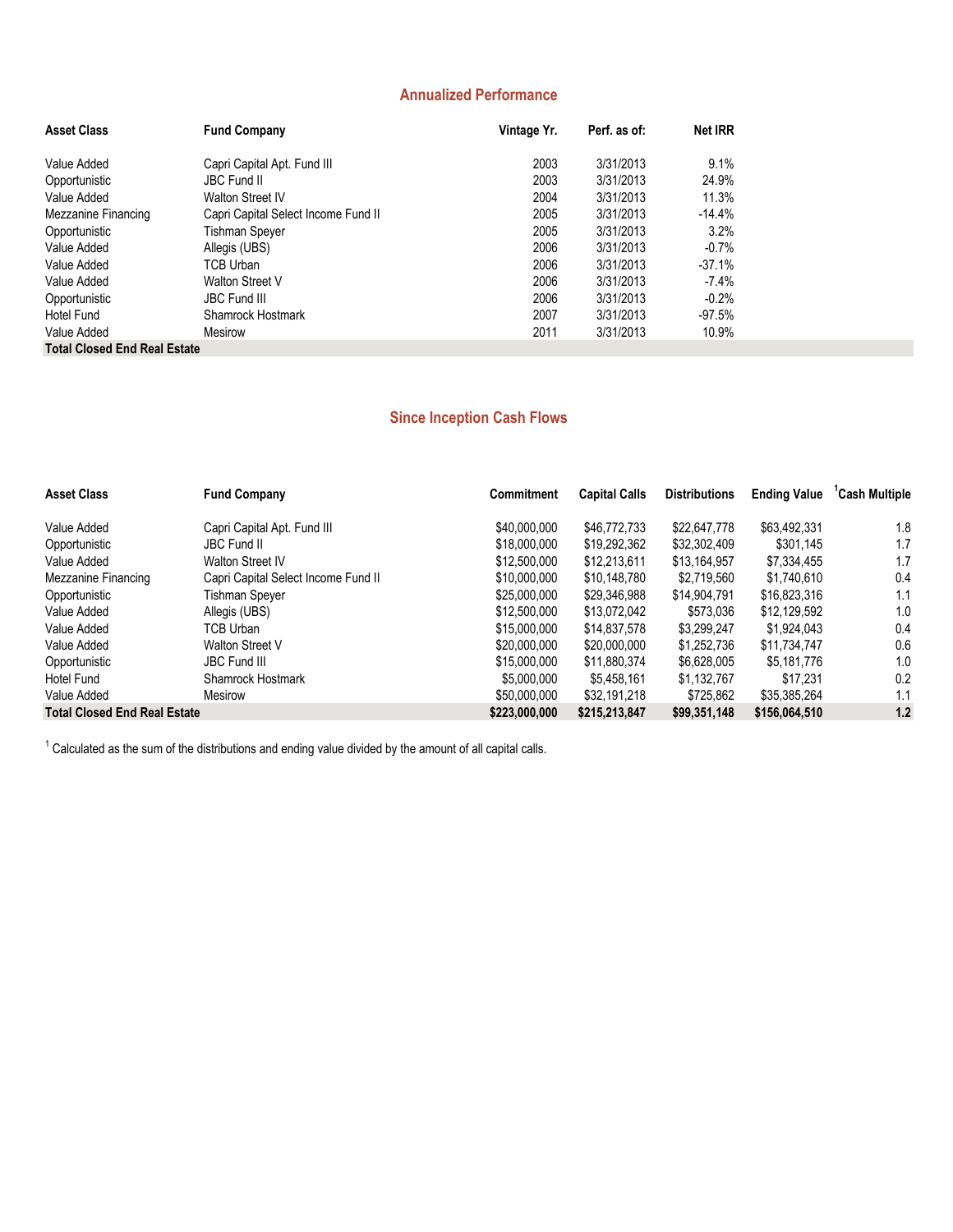## Annualized Performance

| Asset Class | Fund Company | Vintage Yr. | Perf. as of: | Net IRR |
|---|---|---|---|---|
| Value Added | Capri Capital Apt. Fund III | 2003 | 3/31/2013 | 9.1% |
| Opportunistic | JBC Fund II | 2003 | 3/31/2013 | 24.9% |
| Value Added | Walton Street IV | 2004 | 3/31/2013 | 11.3% |
| Mezzanine Financing | Capri Capital Select Income Fund II | 2005 | 3/31/2013 | -14.4% |
| Opportunistic | Tishman Speyer | 2005 | 3/31/2013 | 3.2% |
| Value Added | Allegis (UBS) | 2006 | 3/31/2013 | -0.7% |
| Value Added | TCB Urban | 2006 | 3/31/2013 | -37.1% |
| Value Added | Walton Street V | 2006 | 3/31/2013 | -7.4% |
| Opportunistic | JBC Fund III | 2006 | 3/31/2013 | -0.2% |
| Hotel Fund | Shamrock Hostmark | 2007 | 3/31/2013 | -97.5% |
| Value Added | Mesirow | 2011 | 3/31/2013 | 10.9% |
| **Total Closed End Real Estate** | | | | |

## Since Inception Cash Flows

| Asset Class | Fund Company | Commitment | Capital Calls | Distributions | Ending Value | [1]Cash Multiple |
|---|---|---|---|---|---|---|
| Value Added | Capri Capital Apt. Fund III | $40,000,000 | $46,772,733 | $22,647,778 | $63,492,331 | 1.8 |
| Opportunistic | JBC Fund II | $18,000,000 | $19,292,362 | $32,302,409 | $301,145 | 1.7 |
| Value Added | Walton Street IV | $12,500,000 | $12,213,611 | $13,164,957 | $7,334,455 | 1.7 |
| Mezzanine Financing | Capri Capital Select Income Fund II | $10,000,000 | $10,148,780 | $2,719,560 | $1,740,610 | 0.4 |
| Opportunistic | Tishman Speyer | $25,000,000 | $29,346,988 | $14,904,791 | $16,823,316 | 1.1 |
| Value Added | Allegis (UBS) | $12,500,000 | $13,072,042 | $573,036 | $12,129,592 | 1.0 |
| Value Added | TCB Urban | $15,000,000 | $14,837,578 | $3,299,247 | $1,924,043 | 0.4 |
| Value Added | Walton Street V | $20,000,000 | $20,000,000 | $1,252,736 | $11,734,747 | 0.6 |
| Opportunistic | JBC Fund III | $15,000,000 | $11,880,374 | $6,628,005 | $5,181,776 | 1.0 |
| Hotel Fund | Shamrock Hostmark | $5,000,000 | $5,458,161 | $1,132,767 | $17,231 | 0.2 |
| Value Added | Mesirow | $50,000,000 | $32,191,218 | $725,862 | $35,385,264 | 1.1 |
| **Total Closed End Real Estate** | | **$223,000,000** | **$215,213,847** | **$99,351,148** | **$156,064,510** | **1.2** |

[1] Calculated as the sum of the distributions and ending value divided by the amount of all capital calls.